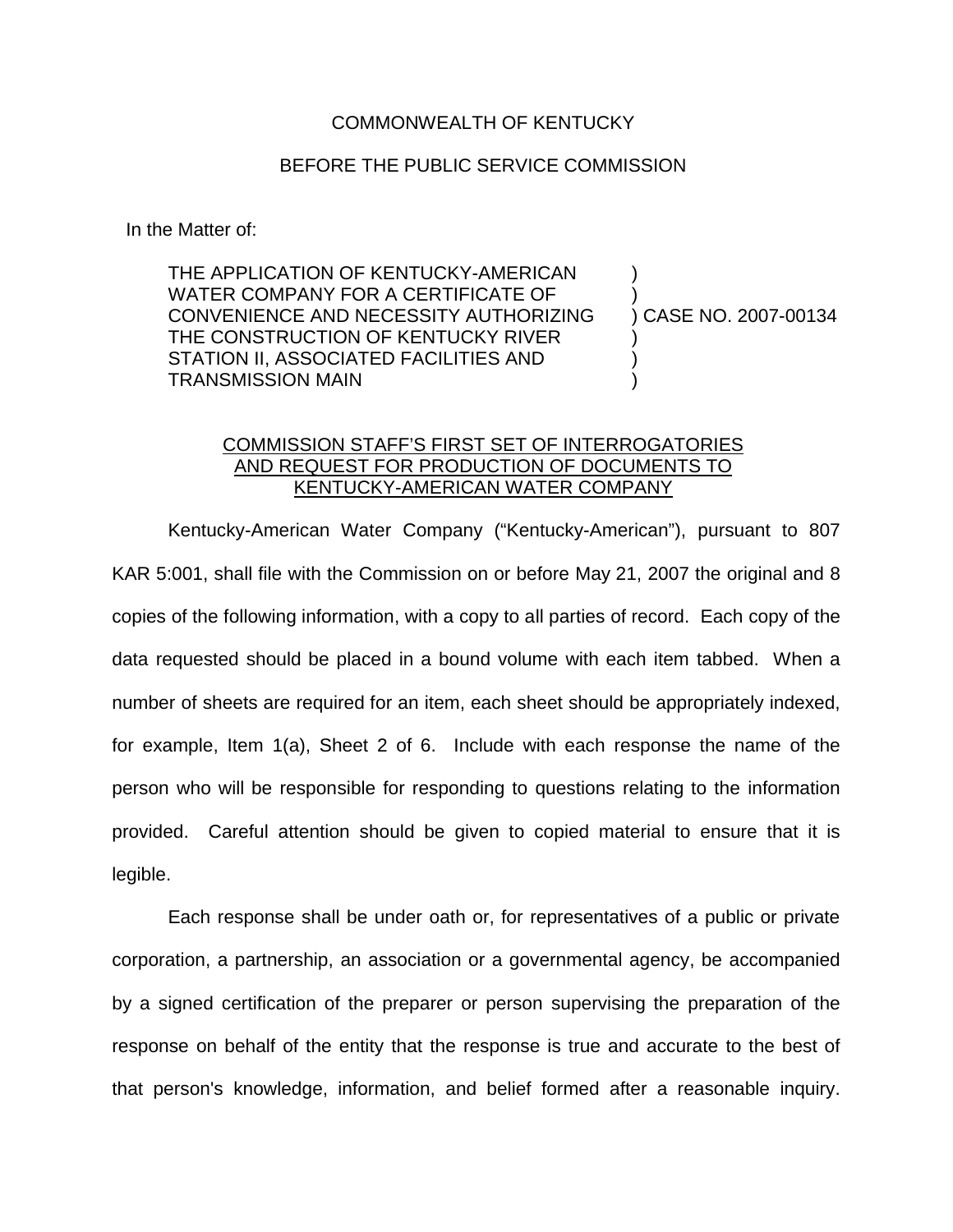COMMONWEALTH OF KENTUCKY

BEFORE THE PUBLIC SERVICE COMMISSION

In the Matter of:

| | | |
|---|---|---|
| THE APPLICATION OF KENTUCKY-AMERICAN WATER COMPANY FOR A CERTIFICATE OF CONVENIENCE AND NECESSITY AUTHORIZING THE CONSTRUCTION OF KENTUCKY RIVER STATION II, ASSOCIATED FACILITIES AND TRANSMISSION MAIN | ) | CASE NO. 2007-00134 |

COMMISSION STAFF'S FIRST SET OF INTERROGATORIES AND REQUEST FOR PRODUCTION OF DOCUMENTS TO KENTUCKY-AMERICAN WATER COMPANY

Kentucky-American Water Company ("Kentucky-American"), pursuant to 807 KAR 5:001, shall file with the Commission on or before May 21, 2007 the original and 8 copies of the following information, with a copy to all parties of record. Each copy of the data requested should be placed in a bound volume with each item tabbed. When a number of sheets are required for an item, each sheet should be appropriately indexed, for example, Item 1(a), Sheet 2 of 6. Include with each response the name of the person who will be responsible for responding to questions relating to the information provided. Careful attention should be given to copied material to ensure that it is legible.

Each response shall be under oath or, for representatives of a public or private corporation, a partnership, an association or a governmental agency, be accompanied by a signed certification of the preparer or person supervising the preparation of the response on behalf of the entity that the response is true and accurate to the best of that person's knowledge, information, and belief formed after a reasonable inquiry.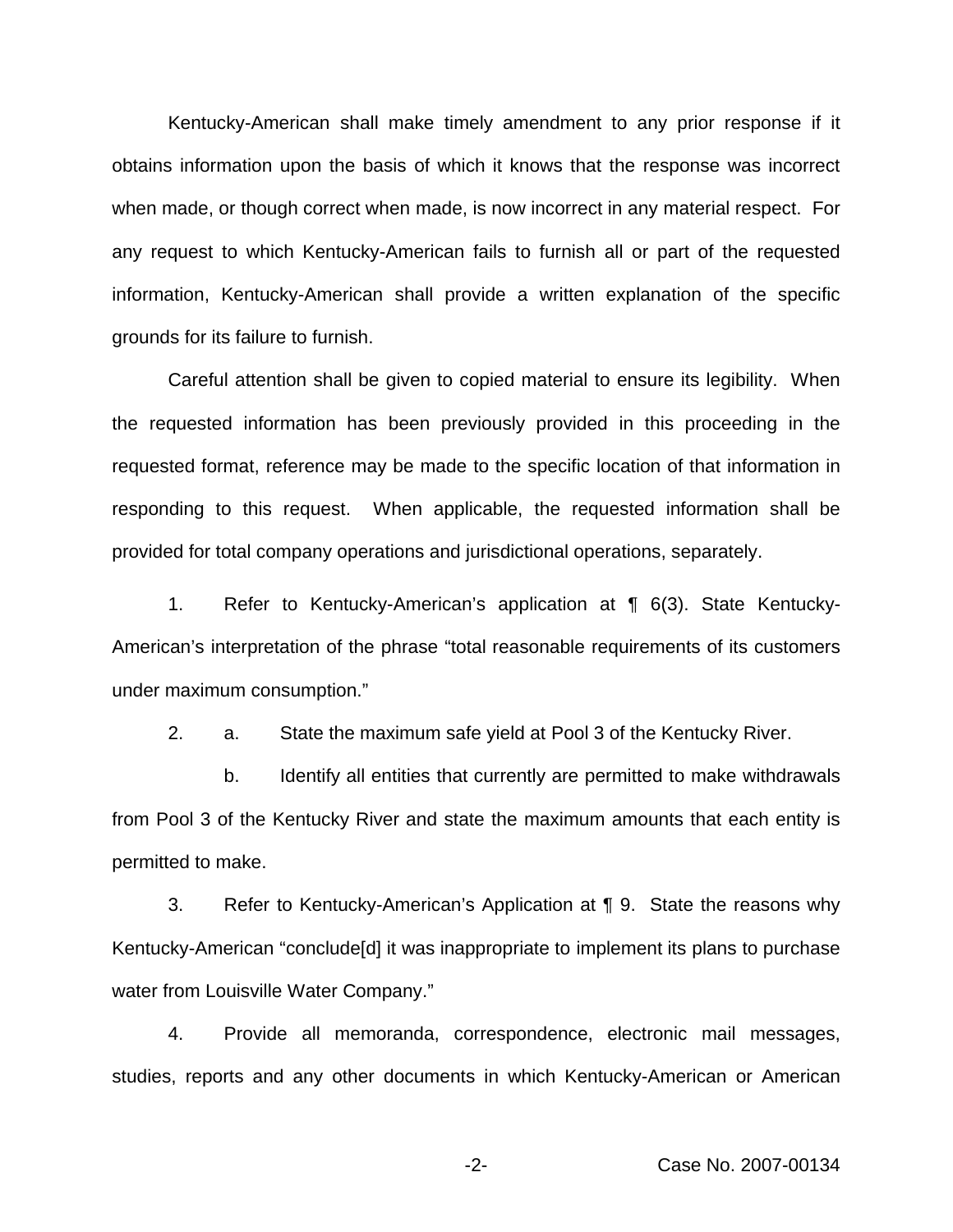Kentucky-American shall make timely amendment to any prior response if it obtains information upon the basis of which it knows that the response was incorrect when made, or though correct when made, is now incorrect in any material respect. For any request to which Kentucky-American fails to furnish all or part of the requested information, Kentucky-American shall provide a written explanation of the specific grounds for its failure to furnish.

Careful attention shall be given to copied material to ensure its legibility. When the requested information has been previously provided in this proceeding in the requested format, reference may be made to the specific location of that information in responding to this request. When applicable, the requested information shall be provided for total company operations and jurisdictional operations, separately.

1. Refer to Kentucky-American's application at ¶ 6(3). State Kentucky-American's interpretation of the phrase "total reasonable requirements of its customers under maximum consumption."

2. a. State the maximum safe yield at Pool 3 of the Kentucky River.

   b. Identify all entities that currently are permitted to make withdrawals from Pool 3 of the Kentucky River and state the maximum amounts that each entity is permitted to make.

3. Refer to Kentucky-American's Application at ¶ 9. State the reasons why Kentucky-American "conclude[d] it was inappropriate to implement its plans to purchase water from Louisville Water Company."

4. Provide all memoranda, correspondence, electronic mail messages, studies, reports and any other documents in which Kentucky-American or American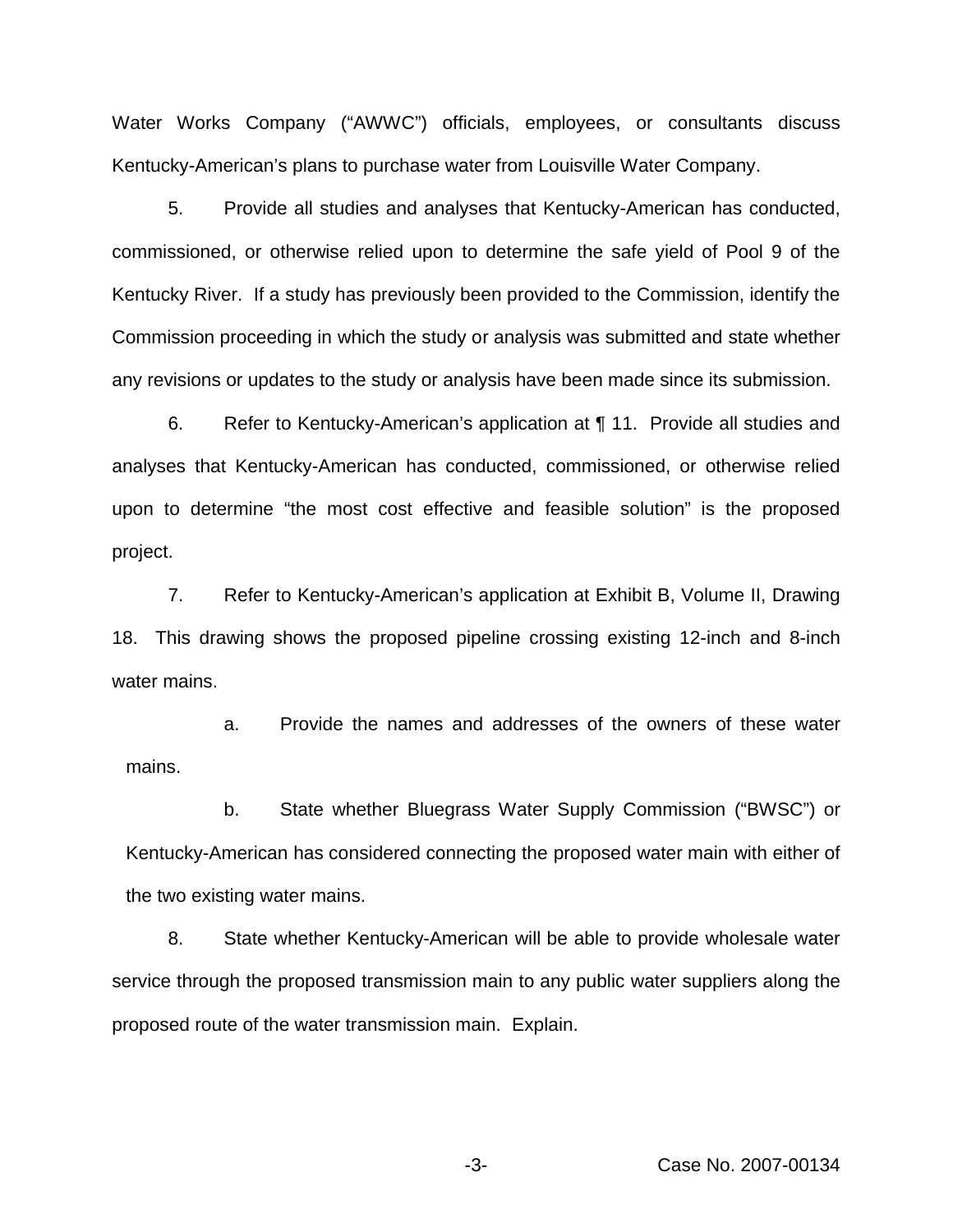Water Works Company ("AWWC") officials, employees, or consultants discuss Kentucky-American's plans to purchase water from Louisville Water Company.

5. Provide all studies and analyses that Kentucky-American has conducted, commissioned, or otherwise relied upon to determine the safe yield of Pool 9 of the Kentucky River. If a study has previously been provided to the Commission, identify the Commission proceeding in which the study or analysis was submitted and state whether any revisions or updates to the study or analysis have been made since its submission.

6. Refer to Kentucky-American's application at ¶ 11. Provide all studies and analyses that Kentucky-American has conducted, commissioned, or otherwise relied upon to determine "the most cost effective and feasible solution" is the proposed project.

7. Refer to Kentucky-American's application at Exhibit B, Volume II, Drawing 18. This drawing shows the proposed pipeline crossing existing 12-inch and 8-inch water mains.

   a. Provide the names and addresses of the owners of these water mains.

   b. State whether Bluegrass Water Supply Commission ("BWSC") or Kentucky-American has considered connecting the proposed water main with either of the two existing water mains.

8. State whether Kentucky-American will be able to provide wholesale water service through the proposed transmission main to any public water suppliers along the proposed route of the water transmission main. Explain.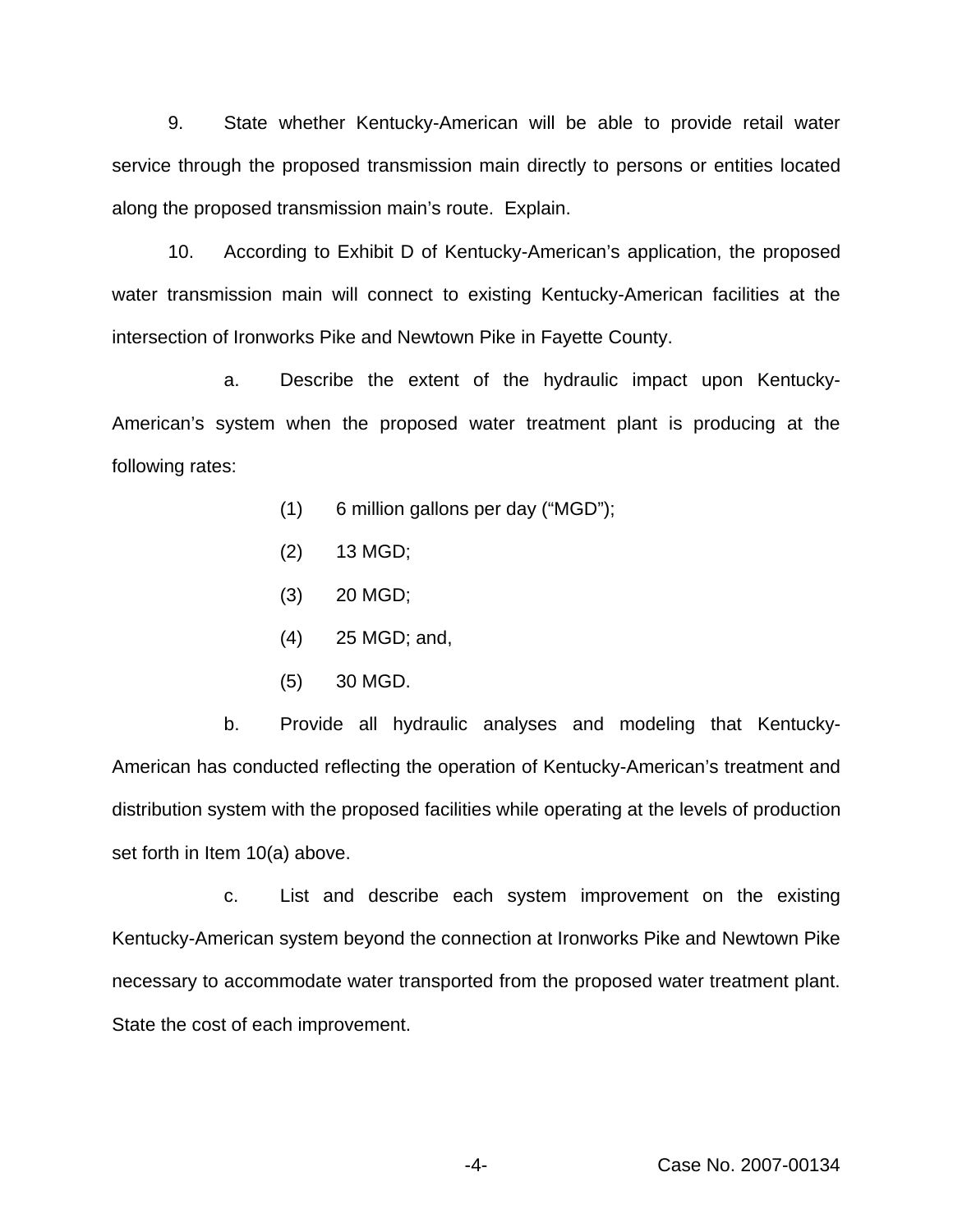9. State whether Kentucky-American will be able to provide retail water service through the proposed transmission main directly to persons or entities located along the proposed transmission main's route. Explain.

10. According to Exhibit D of Kentucky-American's application, the proposed water transmission main will connect to existing Kentucky-American facilities at the intersection of Ironworks Pike and Newtown Pike in Fayette County.

a. Describe the extent of the hydraulic impact upon Kentucky-American's system when the proposed water treatment plant is producing at the following rates:

(1) 6 million gallons per day ("MGD");

(2) 13 MGD;

(3) 20 MGD;

(4) 25 MGD; and,

(5) 30 MGD.

b. Provide all hydraulic analyses and modeling that Kentucky-American has conducted reflecting the operation of Kentucky-American's treatment and distribution system with the proposed facilities while operating at the levels of production set forth in Item 10(a) above.

c. List and describe each system improvement on the existing Kentucky-American system beyond the connection at Ironworks Pike and Newtown Pike necessary to accommodate water transported from the proposed water treatment plant. State the cost of each improvement.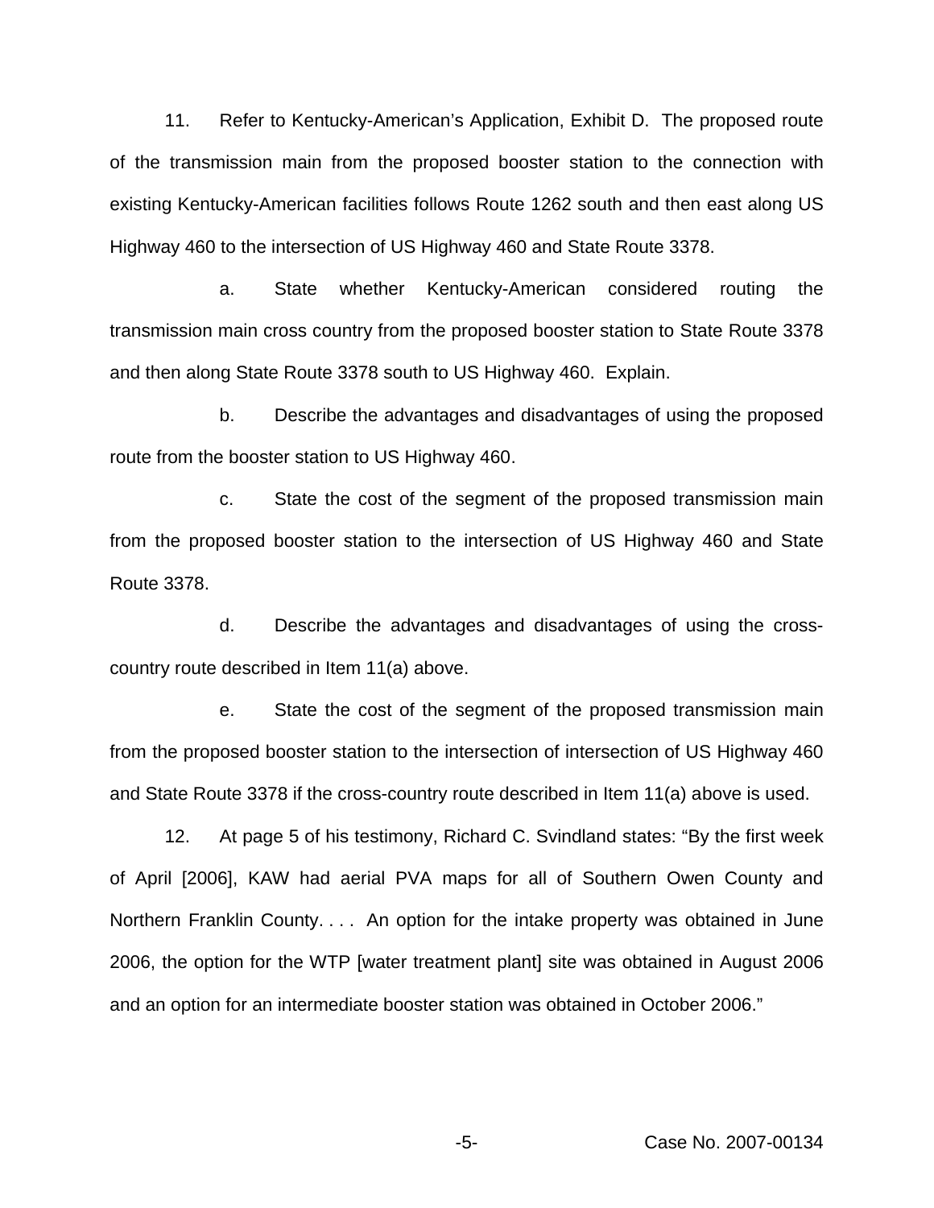11. Refer to Kentucky-American's Application, Exhibit D. The proposed route of the transmission main from the proposed booster station to the connection with existing Kentucky-American facilities follows Route 1262 south and then east along US Highway 460 to the intersection of US Highway 460 and State Route 3378.

a. State whether Kentucky-American considered routing the transmission main cross country from the proposed booster station to State Route 3378 and then along State Route 3378 south to US Highway 460. Explain.

b. Describe the advantages and disadvantages of using the proposed route from the booster station to US Highway 460.

c. State the cost of the segment of the proposed transmission main from the proposed booster station to the intersection of US Highway 460 and State Route 3378.

d. Describe the advantages and disadvantages of using the cross-country route described in Item 11(a) above.

e. State the cost of the segment of the proposed transmission main from the proposed booster station to the intersection of intersection of US Highway 460 and State Route 3378 if the cross-country route described in Item 11(a) above is used.

12. At page 5 of his testimony, Richard C. Svindland states: "By the first week of April [2006], KAW had aerial PVA maps for all of Southern Owen County and Northern Franklin County. . . . An option for the intake property was obtained in June 2006, the option for the WTP [water treatment plant] site was obtained in August 2006 and an option for an intermediate booster station was obtained in October 2006."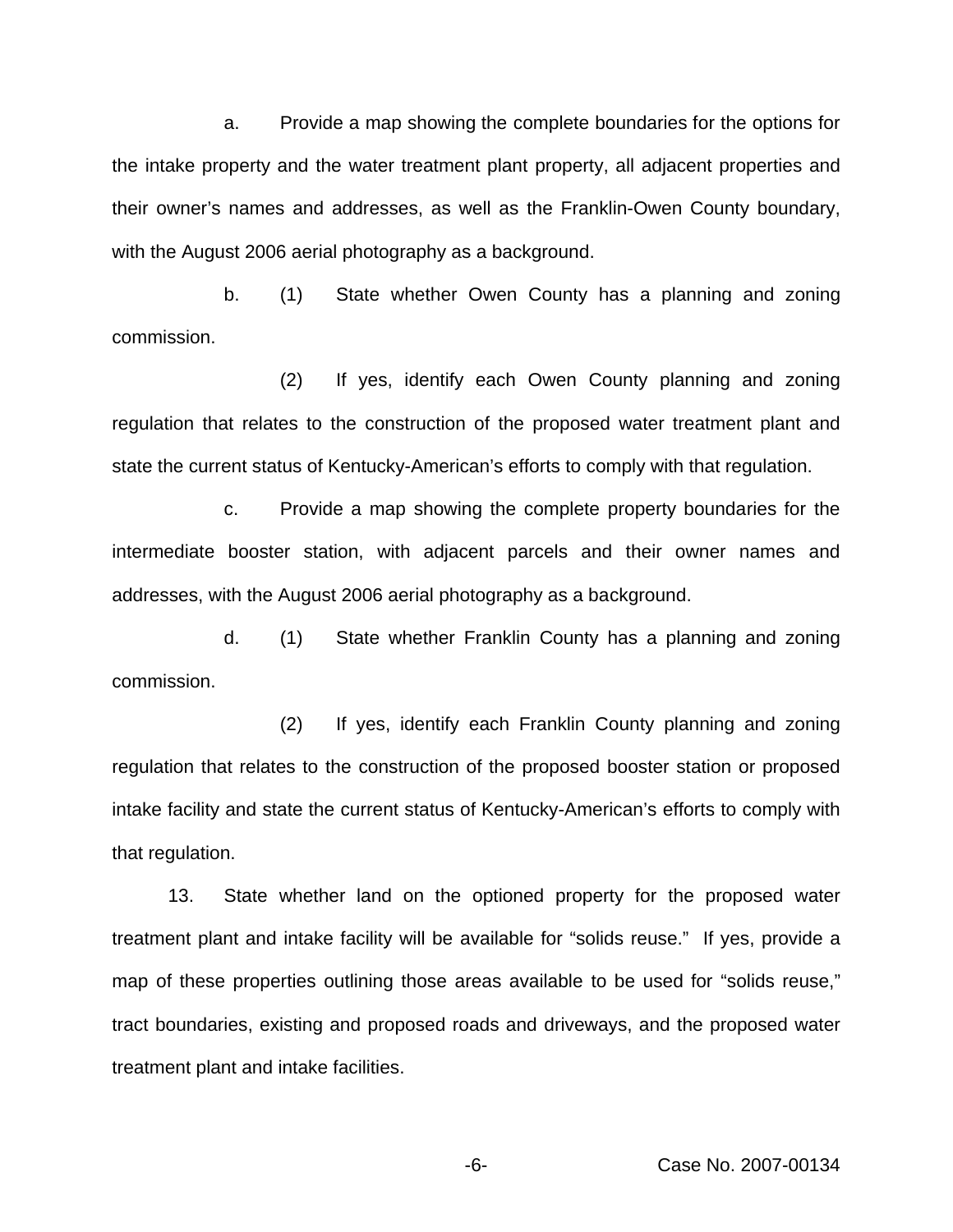a. Provide a map showing the complete boundaries for the options for the intake property and the water treatment plant property, all adjacent properties and their owner's names and addresses, as well as the Franklin-Owen County boundary, with the August 2006 aerial photography as a background.

b. (1) State whether Owen County has a planning and zoning commission.

(2) If yes, identify each Owen County planning and zoning regulation that relates to the construction of the proposed water treatment plant and state the current status of Kentucky-American's efforts to comply with that regulation.

c. Provide a map showing the complete property boundaries for the intermediate booster station, with adjacent parcels and their owner names and addresses, with the August 2006 aerial photography as a background.

d. (1) State whether Franklin County has a planning and zoning commission.

(2) If yes, identify each Franklin County planning and zoning regulation that relates to the construction of the proposed booster station or proposed intake facility and state the current status of Kentucky-American's efforts to comply with that regulation.

13. State whether land on the optioned property for the proposed water treatment plant and intake facility will be available for "solids reuse." If yes, provide a map of these properties outlining those areas available to be used for "solids reuse," tract boundaries, existing and proposed roads and driveways, and the proposed water treatment plant and intake facilities.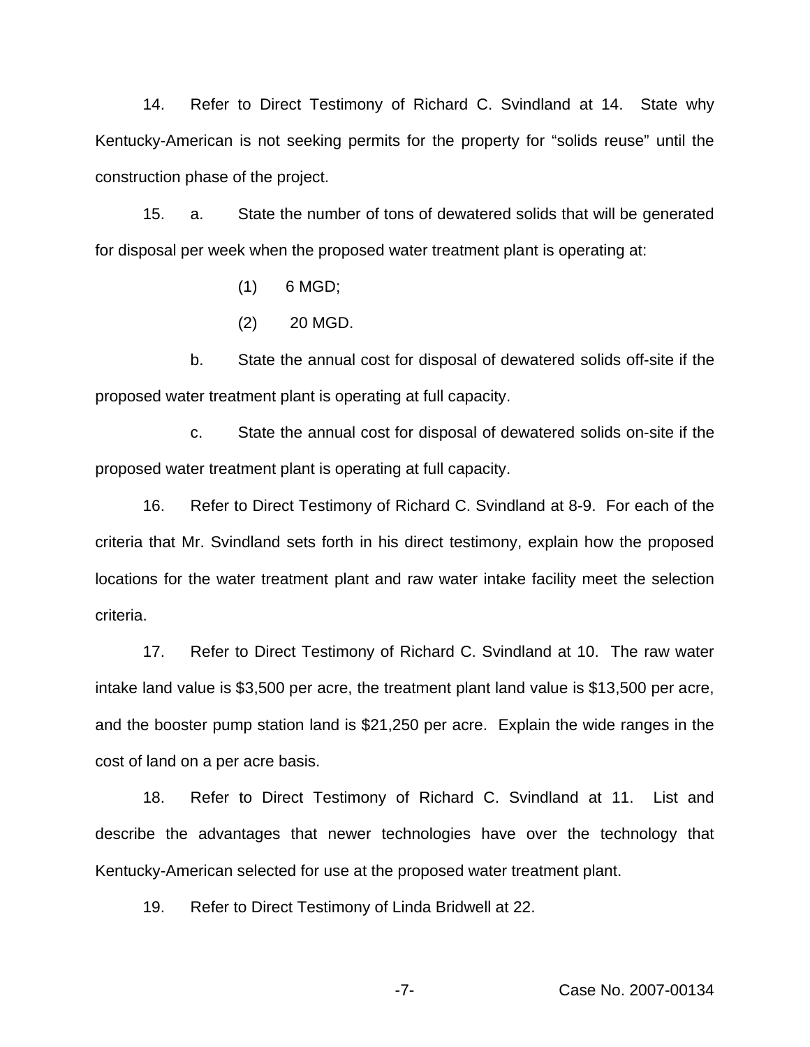14. Refer to Direct Testimony of Richard C. Svindland at 14. State why Kentucky-American is not seeking permits for the property for “solids reuse” until the construction phase of the project.

15. a. State the number of tons of dewatered solids that will be generated for disposal per week when the proposed water treatment plant is operating at:

(1) 6 MGD;

(2) 20 MGD.

b. State the annual cost for disposal of dewatered solids off-site if the proposed water treatment plant is operating at full capacity.

c. State the annual cost for disposal of dewatered solids on-site if the proposed water treatment plant is operating at full capacity.

16. Refer to Direct Testimony of Richard C. Svindland at 8-9. For each of the criteria that Mr. Svindland sets forth in his direct testimony, explain how the proposed locations for the water treatment plant and raw water intake facility meet the selection criteria.

17. Refer to Direct Testimony of Richard C. Svindland at 10. The raw water intake land value is $3,500 per acre, the treatment plant land value is $13,500 per acre, and the booster pump station land is $21,250 per acre. Explain the wide ranges in the cost of land on a per acre basis.

18. Refer to Direct Testimony of Richard C. Svindland at 11. List and describe the advantages that newer technologies have over the technology that Kentucky-American selected for use at the proposed water treatment plant.

19. Refer to Direct Testimony of Linda Bridwell at 22.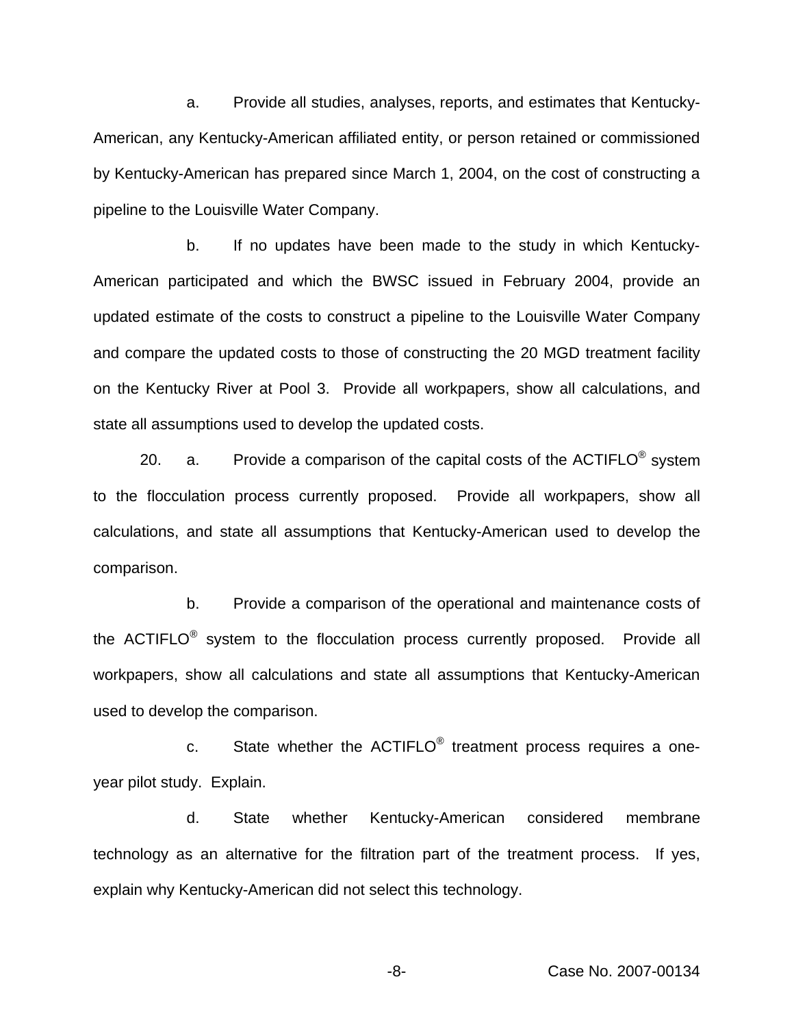a. Provide all studies, analyses, reports, and estimates that Kentucky-American, any Kentucky-American affiliated entity, or person retained or commissioned by Kentucky-American has prepared since March 1, 2004, on the cost of constructing a pipeline to the Louisville Water Company.

b. If no updates have been made to the study in which Kentucky-American participated and which the BWSC issued in February 2004, provide an updated estimate of the costs to construct a pipeline to the Louisville Water Company and compare the updated costs to those of constructing the 20 MGD treatment facility on the Kentucky River at Pool 3. Provide all workpapers, show all calculations, and state all assumptions used to develop the updated costs.

20. a. Provide a comparison of the capital costs of the ACTIFLO® system to the flocculation process currently proposed. Provide all workpapers, show all calculations, and state all assumptions that Kentucky-American used to develop the comparison.

b. Provide a comparison of the operational and maintenance costs of the ACTIFLO® system to the flocculation process currently proposed. Provide all workpapers, show all calculations and state all assumptions that Kentucky-American used to develop the comparison.

c. State whether the ACTIFLO® treatment process requires a one-year pilot study. Explain.

d. State whether Kentucky-American considered membrane technology as an alternative for the filtration part of the treatment process. If yes, explain why Kentucky-American did not select this technology.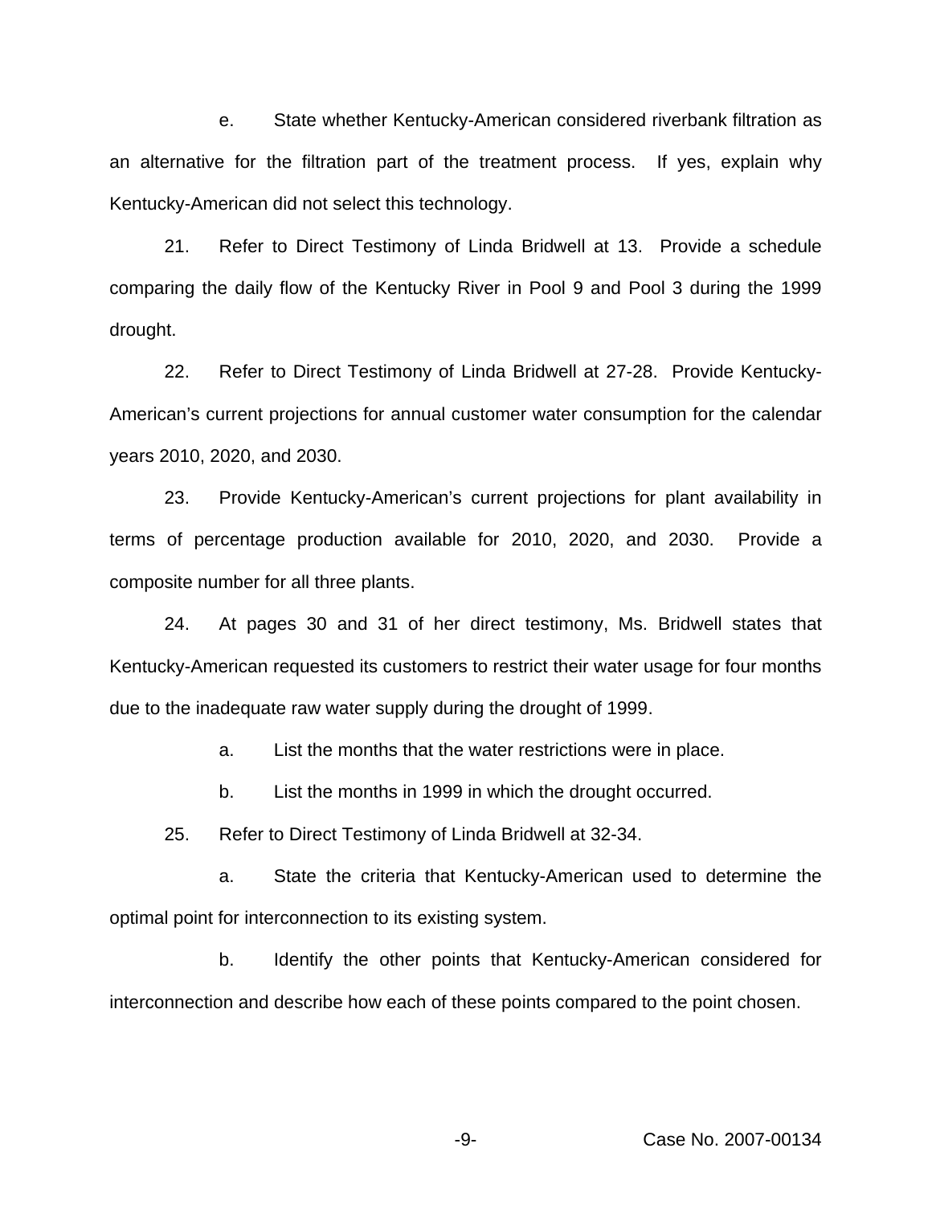e. State whether Kentucky-American considered riverbank filtration as an alternative for the filtration part of the treatment process. If yes, explain why Kentucky-American did not select this technology.

21. Refer to Direct Testimony of Linda Bridwell at 13. Provide a schedule comparing the daily flow of the Kentucky River in Pool 9 and Pool 3 during the 1999 drought.

22. Refer to Direct Testimony of Linda Bridwell at 27-28. Provide Kentucky-American's current projections for annual customer water consumption for the calendar years 2010, 2020, and 2030.

23. Provide Kentucky-American's current projections for plant availability in terms of percentage production available for 2010, 2020, and 2030. Provide a composite number for all three plants.

24. At pages 30 and 31 of her direct testimony, Ms. Bridwell states that Kentucky-American requested its customers to restrict their water usage for four months due to the inadequate raw water supply during the drought of 1999.

a. List the months that the water restrictions were in place.

b. List the months in 1999 in which the drought occurred.

25. Refer to Direct Testimony of Linda Bridwell at 32-34.

a. State the criteria that Kentucky-American used to determine the optimal point for interconnection to its existing system.

b. Identify the other points that Kentucky-American considered for interconnection and describe how each of these points compared to the point chosen.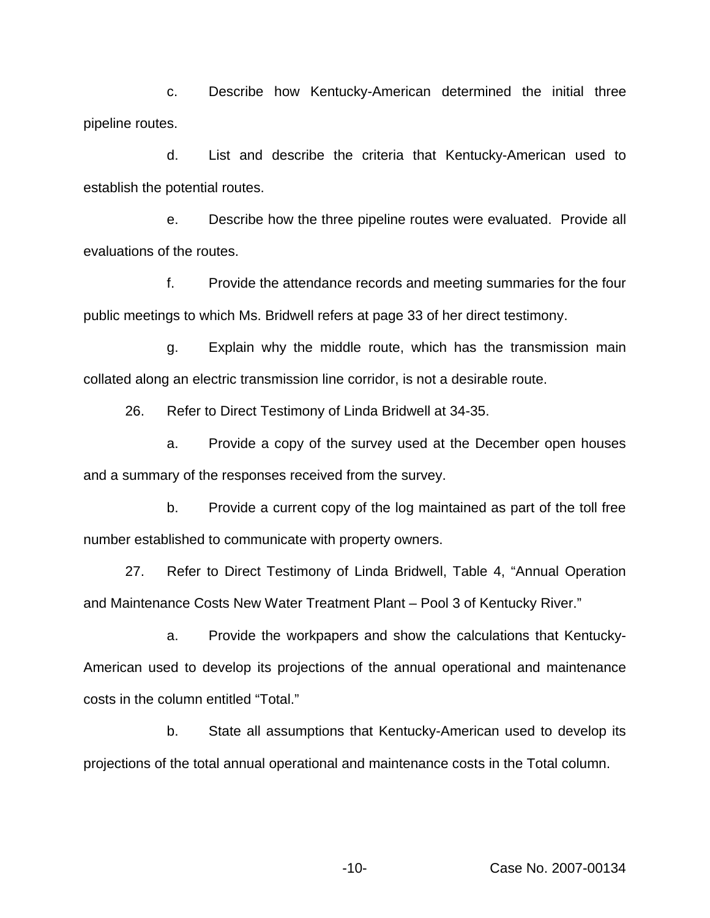c. Describe how Kentucky-American determined the initial three pipeline routes.

d. List and describe the criteria that Kentucky-American used to establish the potential routes.

e. Describe how the three pipeline routes were evaluated. Provide all evaluations of the routes.

f. Provide the attendance records and meeting summaries for the four public meetings to which Ms. Bridwell refers at page 33 of her direct testimony.

g. Explain why the middle route, which has the transmission main collated along an electric transmission line corridor, is not a desirable route.

26. Refer to Direct Testimony of Linda Bridwell at 34-35.

a. Provide a copy of the survey used at the December open houses and a summary of the responses received from the survey.

b. Provide a current copy of the log maintained as part of the toll free number established to communicate with property owners.

27. Refer to Direct Testimony of Linda Bridwell, Table 4, "Annual Operation and Maintenance Costs New Water Treatment Plant – Pool 3 of Kentucky River."

a. Provide the workpapers and show the calculations that Kentucky-American used to develop its projections of the annual operational and maintenance costs in the column entitled "Total."

b. State all assumptions that Kentucky-American used to develop its projections of the total annual operational and maintenance costs in the Total column.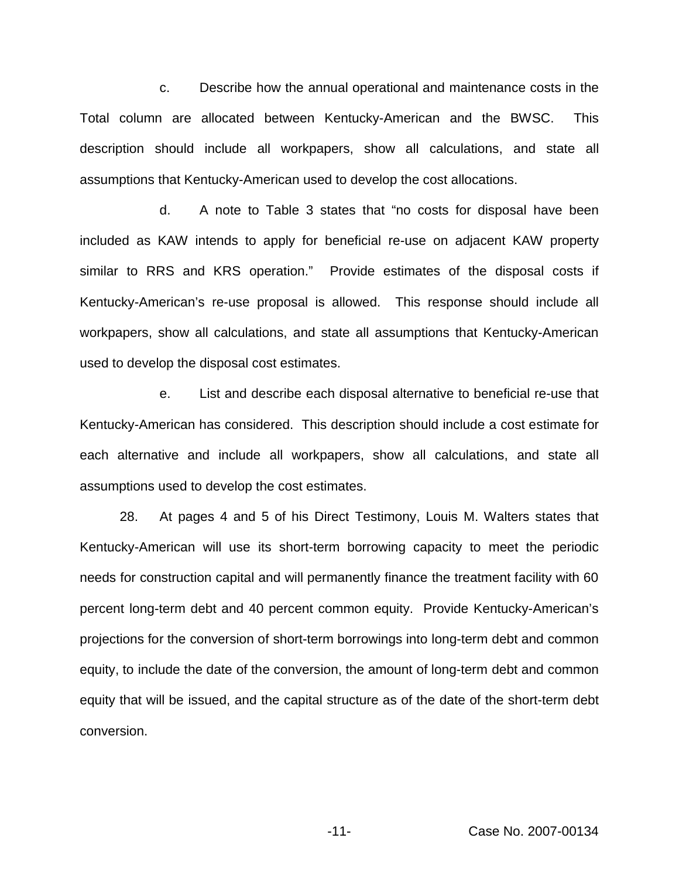c. Describe how the annual operational and maintenance costs in the Total column are allocated between Kentucky-American and the BWSC. This description should include all workpapers, show all calculations, and state all assumptions that Kentucky-American used to develop the cost allocations.

d. A note to Table 3 states that "no costs for disposal have been included as KAW intends to apply for beneficial re-use on adjacent KAW property similar to RRS and KRS operation." Provide estimates of the disposal costs if Kentucky-American's re-use proposal is allowed. This response should include all workpapers, show all calculations, and state all assumptions that Kentucky-American used to develop the disposal cost estimates.

e. List and describe each disposal alternative to beneficial re-use that Kentucky-American has considered. This description should include a cost estimate for each alternative and include all workpapers, show all calculations, and state all assumptions used to develop the cost estimates.

28. At pages 4 and 5 of his Direct Testimony, Louis M. Walters states that Kentucky-American will use its short-term borrowing capacity to meet the periodic needs for construction capital and will permanently finance the treatment facility with 60 percent long-term debt and 40 percent common equity. Provide Kentucky-American's projections for the conversion of short-term borrowings into long-term debt and common equity, to include the date of the conversion, the amount of long-term debt and common equity that will be issued, and the capital structure as of the date of the short-term debt conversion.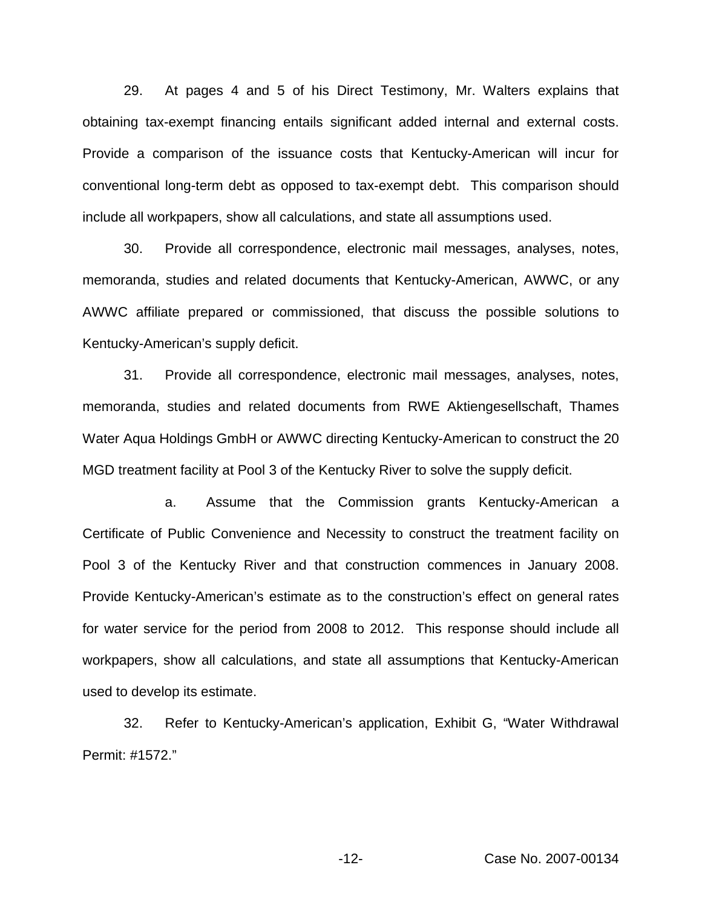29. At pages 4 and 5 of his Direct Testimony, Mr. Walters explains that obtaining tax-exempt financing entails significant added internal and external costs. Provide a comparison of the issuance costs that Kentucky-American will incur for conventional long-term debt as opposed to tax-exempt debt. This comparison should include all workpapers, show all calculations, and state all assumptions used.

30. Provide all correspondence, electronic mail messages, analyses, notes, memoranda, studies and related documents that Kentucky-American, AWWC, or any AWWC affiliate prepared or commissioned, that discuss the possible solutions to Kentucky-American's supply deficit.

31. Provide all correspondence, electronic mail messages, analyses, notes, memoranda, studies and related documents from RWE Aktiengesellschaft, Thames Water Aqua Holdings GmbH or AWWC directing Kentucky-American to construct the 20 MGD treatment facility at Pool 3 of the Kentucky River to solve the supply deficit.

a. Assume that the Commission grants Kentucky-American a Certificate of Public Convenience and Necessity to construct the treatment facility on Pool 3 of the Kentucky River and that construction commences in January 2008. Provide Kentucky-American's estimate as to the construction's effect on general rates for water service for the period from 2008 to 2012. This response should include all workpapers, show all calculations, and state all assumptions that Kentucky-American used to develop its estimate.

32. Refer to Kentucky-American's application, Exhibit G, "Water Withdrawal Permit: #1572."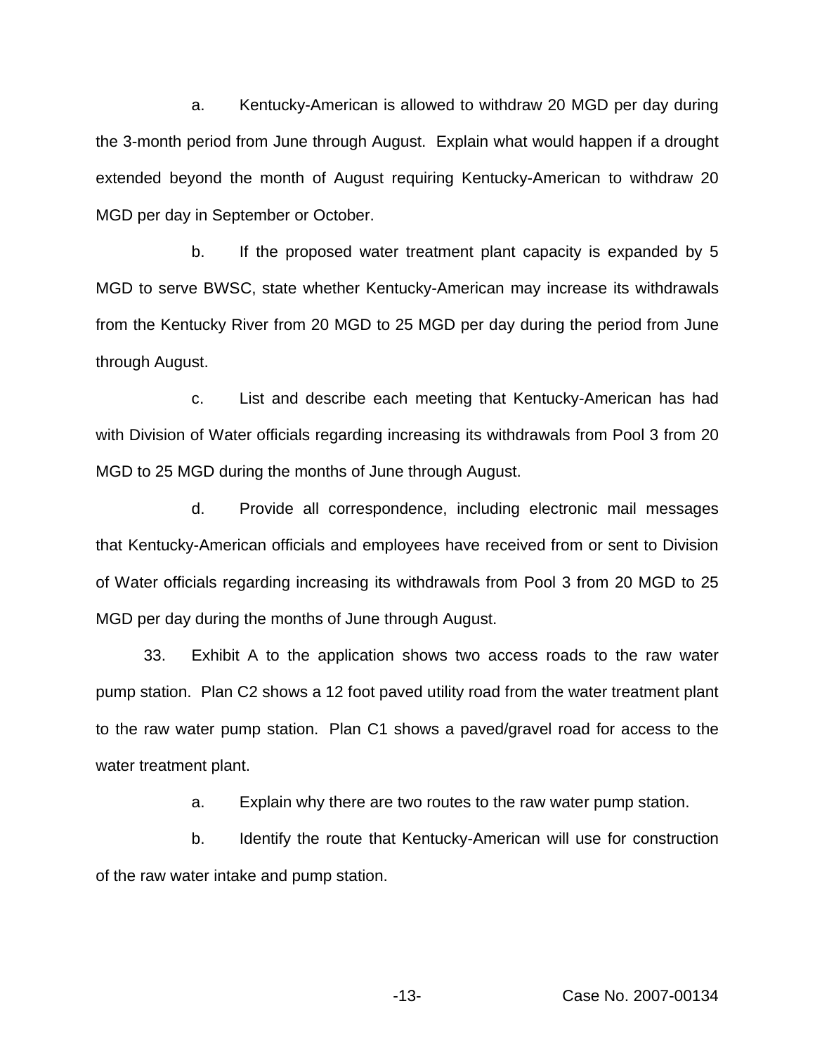a. Kentucky-American is allowed to withdraw 20 MGD per day during the 3-month period from June through August. Explain what would happen if a drought extended beyond the month of August requiring Kentucky-American to withdraw 20 MGD per day in September or October.

b. If the proposed water treatment plant capacity is expanded by 5 MGD to serve BWSC, state whether Kentucky-American may increase its withdrawals from the Kentucky River from 20 MGD to 25 MGD per day during the period from June through August.

c. List and describe each meeting that Kentucky-American has had with Division of Water officials regarding increasing its withdrawals from Pool 3 from 20 MGD to 25 MGD during the months of June through August.

d. Provide all correspondence, including electronic mail messages that Kentucky-American officials and employees have received from or sent to Division of Water officials regarding increasing its withdrawals from Pool 3 from 20 MGD to 25 MGD per day during the months of June through August.

33. Exhibit A to the application shows two access roads to the raw water pump station. Plan C2 shows a 12 foot paved utility road from the water treatment plant to the raw water pump station. Plan C1 shows a paved/gravel road for access to the water treatment plant.

a. Explain why there are two routes to the raw water pump station.

b. Identify the route that Kentucky-American will use for construction of the raw water intake and pump station.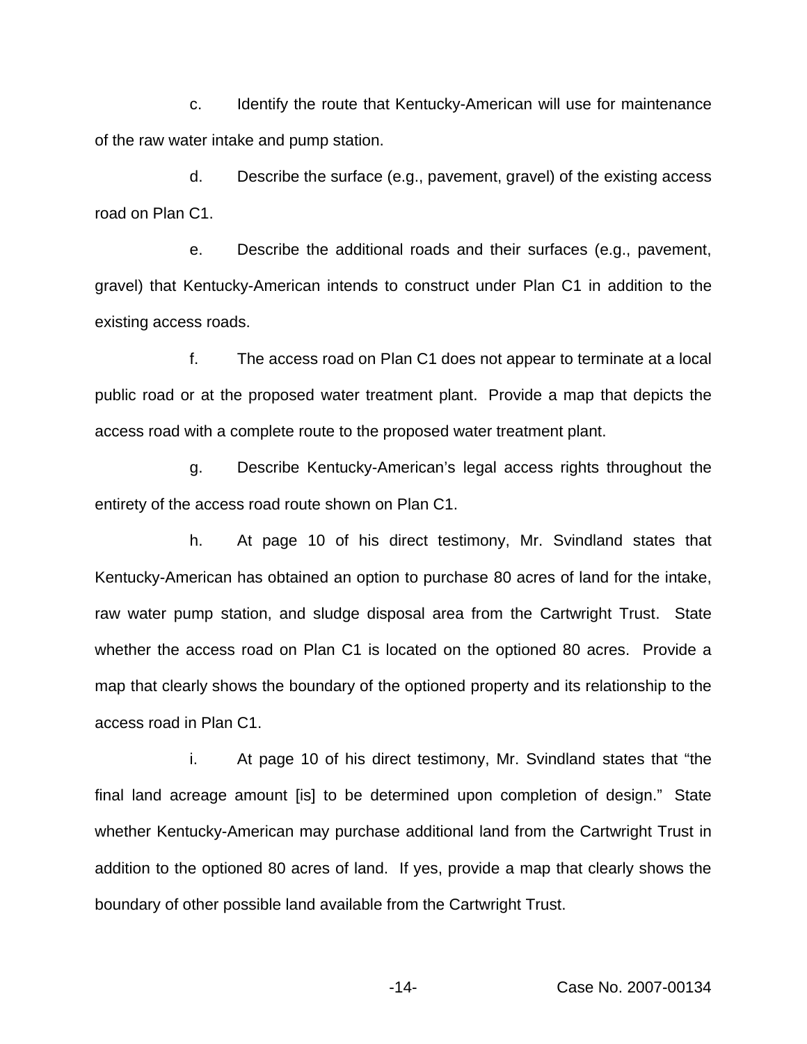c. Identify the route that Kentucky-American will use for maintenance of the raw water intake and pump station.

d. Describe the surface (e.g., pavement, gravel) of the existing access road on Plan C1.

e. Describe the additional roads and their surfaces (e.g., pavement, gravel) that Kentucky-American intends to construct under Plan C1 in addition to the existing access roads.

f. The access road on Plan C1 does not appear to terminate at a local public road or at the proposed water treatment plant. Provide a map that depicts the access road with a complete route to the proposed water treatment plant.

g. Describe Kentucky-American's legal access rights throughout the entirety of the access road route shown on Plan C1.

h. At page 10 of his direct testimony, Mr. Svindland states that Kentucky-American has obtained an option to purchase 80 acres of land for the intake, raw water pump station, and sludge disposal area from the Cartwright Trust. State whether the access road on Plan C1 is located on the optioned 80 acres. Provide a map that clearly shows the boundary of the optioned property and its relationship to the access road in Plan C1.

i. At page 10 of his direct testimony, Mr. Svindland states that "the final land acreage amount [is] to be determined upon completion of design." State whether Kentucky-American may purchase additional land from the Cartwright Trust in addition to the optioned 80 acres of land. If yes, provide a map that clearly shows the boundary of other possible land available from the Cartwright Trust.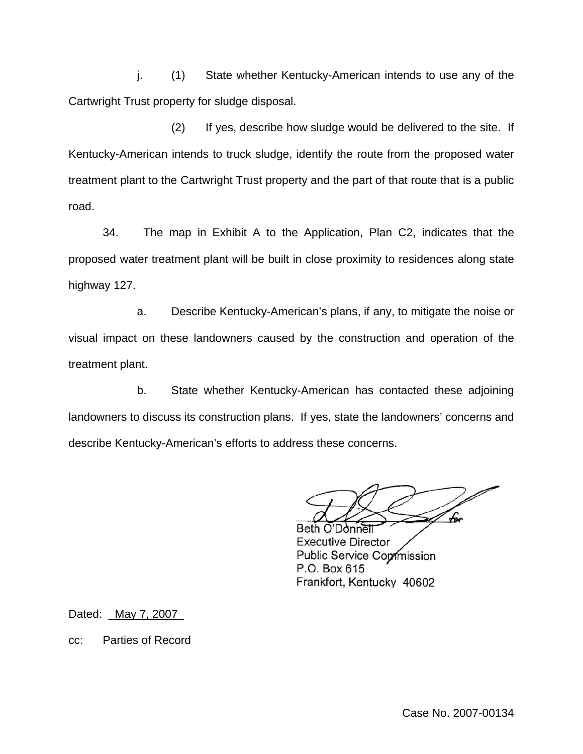j. (1) State whether Kentucky-American intends to use any of the Cartwright Trust property for sludge disposal.

(2) If yes, describe how sludge would be delivered to the site. If Kentucky-American intends to truck sludge, identify the route from the proposed water treatment plant to the Cartwright Trust property and the part of that route that is a public road.

34. The map in Exhibit A to the Application, Plan C2, indicates that the proposed water treatment plant will be built in close proximity to residences along state highway 127.

a. Describe Kentucky-American's plans, if any, to mitigate the noise or visual impact on these landowners caused by the construction and operation of the treatment plant.

b. State whether Kentucky-American has contacted these adjoining landowners to discuss its construction plans. If yes, state the landowners' concerns and describe Kentucky-American's efforts to address these concerns.

Beth O'Donnell
Executive Director
Public Service Commission
P.O. Box 615
Frankfort, Kentucky 40602

Dated: May 7, 2007

cc: Parties of Record

Case No. 2007-00134